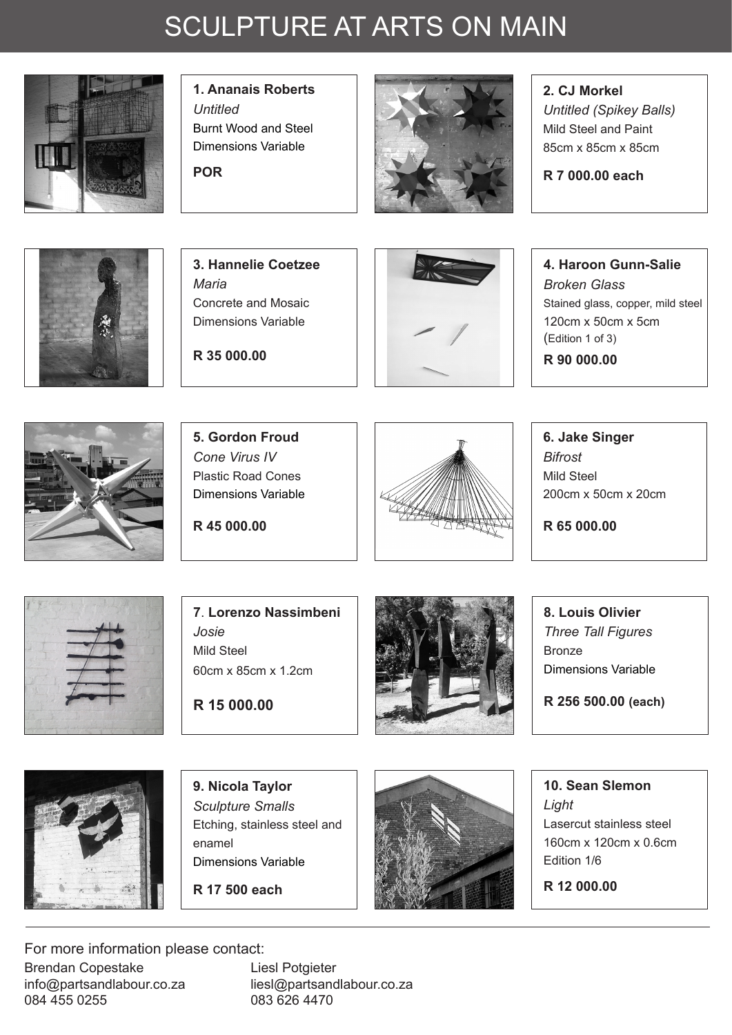# SCULPTURE AT ARTS ON MAIN

**1. Ananais Roberts**
*Untitled*
Burnt Wood and Steel
Dimensions Variable

**POR**

**2. CJ Morkel**
*Untitled (Spikey Balls)*
Mild Steel and Paint
85cm x 85cm x 85cm

**R 7 000.00 each**

**3. Hannelie Coetzee**
*Maria*
Concrete and Mosaic
Dimensions Variable

**R 35 000.00**

**4. Haroon Gunn-Salie**
*Broken Glass*
Stained glass, copper, mild steel
120cm x 50cm x 5cm
(Edition 1 of 3)

**R 90 000.00**

**5. Gordon Froud**
*Cone Virus IV*
Plastic Road Cones
Dimensions Variable

**R 45 000.00**

**6. Jake Singer**
*Bifrost*
Mild Steel
200cm x 50cm x 20cm

**R 65 000.00**

**7. Lorenzo Nassimbeni**
*Josie*
Mild Steel
60cm x 85cm x 1.2cm

**R 15 000.00**

**8. Louis Olivier**
*Three Tall Figures*
Bronze
Dimensions Variable

**R 256 500.00 (each)**

**9. Nicola Taylor**
*Sculpture Smalls*
Etching, stainless steel and enamel
Dimensions Variable

**R 17 500 each**

**10. Sean Slemon**
*Light*
Lasercut stainless steel
160cm x 120cm x 0.6cm
Edition 1/6

**R 12 000.00**

---

For more information please contact:

Brendan Copestake
info@partsandlabour.co.za
084 455 0255

Liesl Potgieter
liesl@partsandlabour.co.za
083 626 4470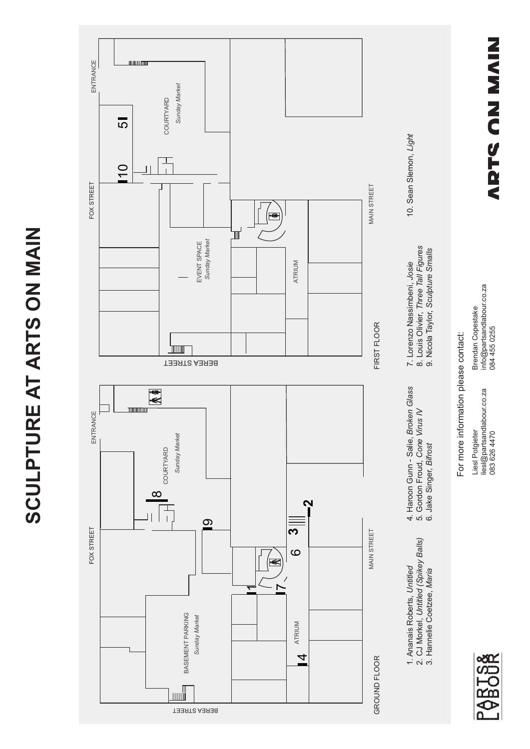# SCULPTURE AT ARTS ON MAIN

GROUND FLOOR

BEREA STREET

FOX STREET

MAIN STREET

ENTRANCE

COURTYARD
*Sunday Market*

BASEMENT PARKING
*Sunday Market*

ATRIUM

1. Ananais Roberts, *Untitled*
2. CJ Morkel, *Untitled (Spikey Balls)*
3. Hannelie Coetzee, *Maria*
4. Haroon Gunn - Salie, *Broken Glass*
5. Gordon Froud, *Cone Virus IV*
6. Jake Singer, *Bifrost*

FIRST FLOOR

BEREA STREET

FOX STREET

MAIN STREET

ENTRANCE

COURTYARD
*Sunday Market*

EVENT SPACE
*Sunday Market*

ATRIUM

7. Lorenzo Nassimbeni, *Josie*
8. Louis Olivier, *Three Tall Figures*
9. Nicola Taylor, *Sculpture Smalls*
10. Sean Slemon, *Light*

For more information please contact:

Liesl Potgieter
liesl@partsandlabour.co.za
083 626 4470

Brendan Copestake
info@partsandlabour.co.za
084 455 0255

PARTS & LABOUR

ARTS ON MAIN